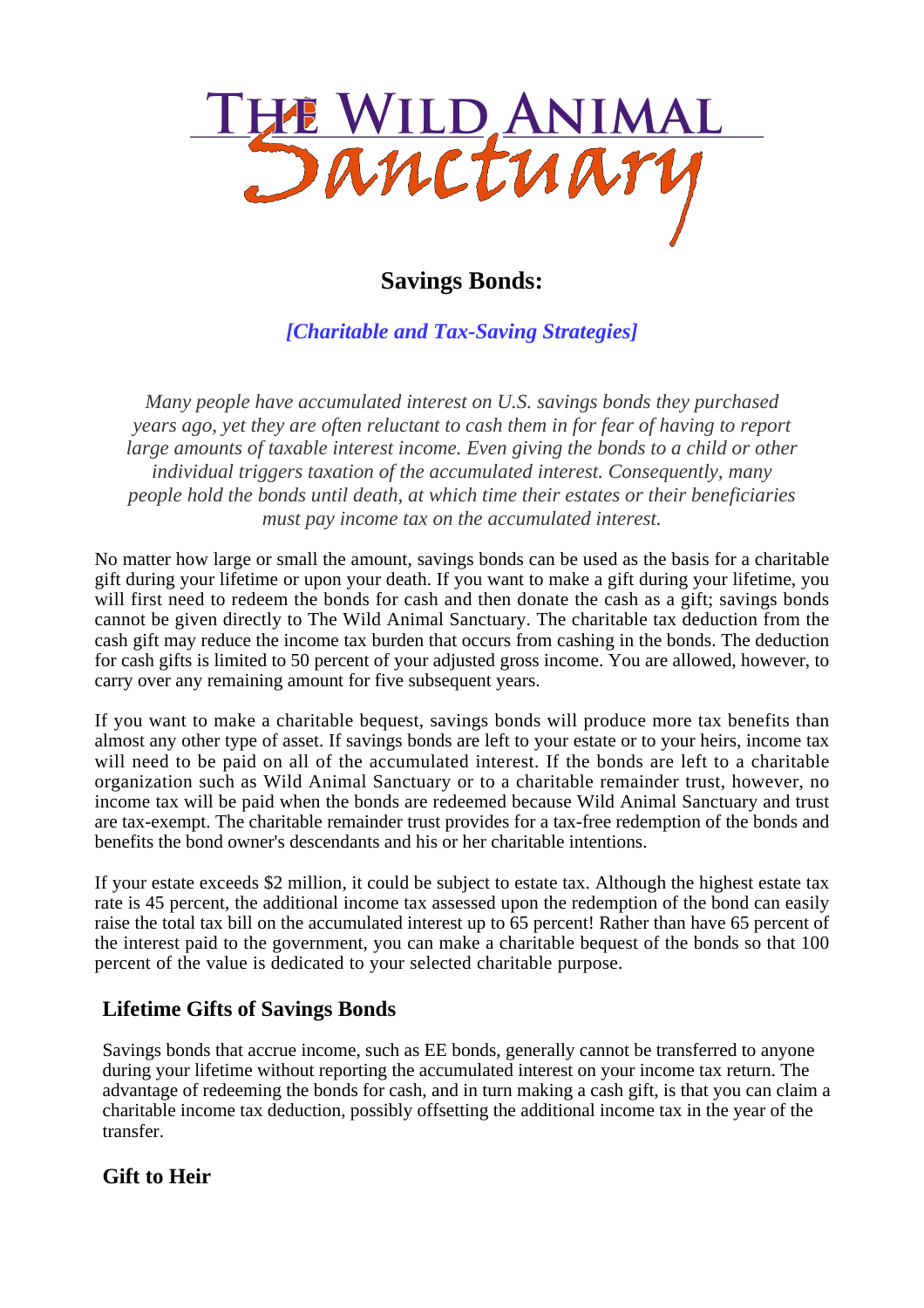# The Wild Animal Sanctuary

## Savings Bonds:

*[Charitable and Tax-Saving Strategies]*

*Many people have accumulated interest on U.S. savings bonds they purchased years ago, yet they are often reluctant to cash them in for fear of having to report large amounts of taxable interest income. Even giving the bonds to a child or other individual triggers taxation of the accumulated interest. Consequently, many people hold the bonds until death, at which time their estates or their beneficiaries must pay income tax on the accumulated interest.*

No matter how large or small the amount, savings bonds can be used as the basis for a charitable gift during your lifetime or upon your death. If you want to make a gift during your lifetime, you will first need to redeem the bonds for cash and then donate the cash as a gift; savings bonds cannot be given directly to The Wild Animal Sanctuary. The charitable tax deduction from the cash gift may reduce the income tax burden that occurs from cashing in the bonds. The deduction for cash gifts is limited to 50 percent of your adjusted gross income. You are allowed, however, to carry over any remaining amount for five subsequent years.

If you want to make a charitable bequest, savings bonds will produce more tax benefits than almost any other type of asset. If savings bonds are left to your estate or to your heirs, income tax will need to be paid on all of the accumulated interest. If the bonds are left to a charitable organization such as Wild Animal Sanctuary or to a charitable remainder trust, however, no income tax will be paid when the bonds are redeemed because Wild Animal Sanctuary and trust are tax-exempt. The charitable remainder trust provides for a tax-free redemption of the bonds and benefits the bond owner's descendants and his or her charitable intentions.

If your estate exceeds $2 million, it could be subject to estate tax. Although the highest estate tax rate is 45 percent, the additional income tax assessed upon the redemption of the bond can easily raise the total tax bill on the accumulated interest up to 65 percent! Rather than have 65 percent of the interest paid to the government, you can make a charitable bequest of the bonds so that 100 percent of the value is dedicated to your selected charitable purpose.

### Lifetime Gifts of Savings Bonds

Savings bonds that accrue income, such as EE bonds, generally cannot be transferred to anyone during your lifetime without reporting the accumulated interest on your income tax return. The advantage of redeeming the bonds for cash, and in turn making a cash gift, is that you can claim a charitable income tax deduction, possibly offsetting the additional income tax in the year of the transfer.

### Gift to Heir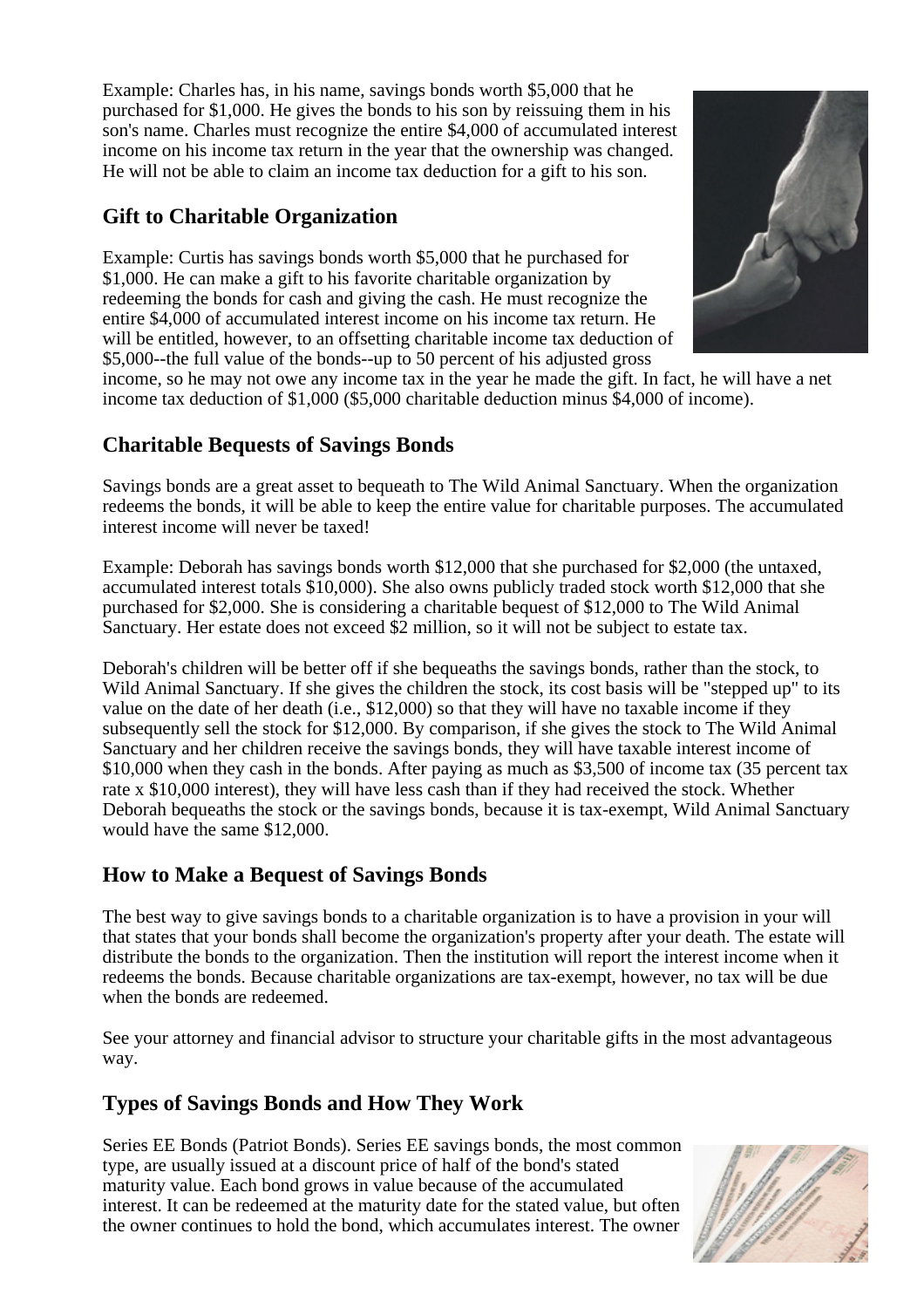Example: Charles has, in his name, savings bonds worth $5,000 that he purchased for $1,000. He gives the bonds to his son by reissuing them in his son's name. Charles must recognize the entire $4,000 of accumulated interest income on his income tax return in the year that the ownership was changed. He will not be able to claim an income tax deduction for a gift to his son.

## Gift to Charitable Organization

Example: Curtis has savings bonds worth $5,000 that he purchased for $1,000. He can make a gift to his favorite charitable organization by redeeming the bonds for cash and giving the cash. He must recognize the entire $4,000 of accumulated interest income on his income tax return. He will be entitled, however, to an offsetting charitable income tax deduction of $5,000--the full value of the bonds--up to 50 percent of his adjusted gross income, so he may not owe any income tax in the year he made the gift. In fact, he will have a net income tax deduction of $1,000 ($5,000 charitable deduction minus $4,000 of income).

## Charitable Bequests of Savings Bonds

Savings bonds are a great asset to bequeath to The Wild Animal Sanctuary. When the organization redeems the bonds, it will be able to keep the entire value for charitable purposes. The accumulated interest income will never be taxed!

Example: Deborah has savings bonds worth $12,000 that she purchased for $2,000 (the untaxed, accumulated interest totals $10,000). She also owns publicly traded stock worth $12,000 that she purchased for $2,000. She is considering a charitable bequest of $12,000 to The Wild Animal Sanctuary. Her estate does not exceed $2 million, so it will not be subject to estate tax.

Deborah's children will be better off if she bequeaths the savings bonds, rather than the stock, to Wild Animal Sanctuary. If she gives the children the stock, its cost basis will be "stepped up" to its value on the date of her death (i.e., $12,000) so that they will have no taxable income if they subsequently sell the stock for $12,000. By comparison, if she gives the stock to The Wild Animal Sanctuary and her children receive the savings bonds, they will have taxable interest income of $10,000 when they cash in the bonds. After paying as much as $3,500 of income tax (35 percent tax rate x $10,000 interest), they will have less cash than if they had received the stock. Whether Deborah bequeaths the stock or the savings bonds, because it is tax-exempt, Wild Animal Sanctuary would have the same $12,000.

## How to Make a Bequest of Savings Bonds

The best way to give savings bonds to a charitable organization is to have a provision in your will that states that your bonds shall become the organization's property after your death. The estate will distribute the bonds to the organization. Then the institution will report the interest income when it redeems the bonds. Because charitable organizations are tax-exempt, however, no tax will be due when the bonds are redeemed.

See your attorney and financial advisor to structure your charitable gifts in the most advantageous way.

## Types of Savings Bonds and How They Work

Series EE Bonds (Patriot Bonds). Series EE savings bonds, the most common type, are usually issued at a discount price of half of the bond's stated maturity value. Each bond grows in value because of the accumulated interest. It can be redeemed at the maturity date for the stated value, but often the owner continues to hold the bond, which accumulates interest. The owner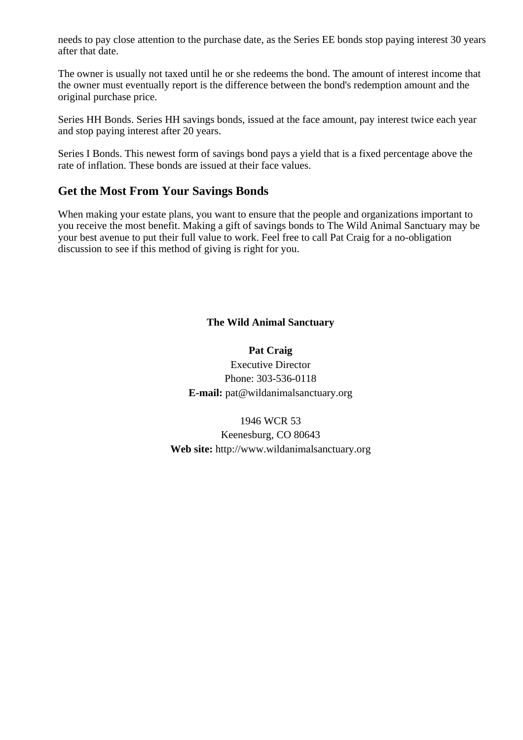needs to pay close attention to the purchase date, as the Series EE bonds stop paying interest 30 years after that date.

The owner is usually not taxed until he or she redeems the bond. The amount of interest income that the owner must eventually report is the difference between the bond's redemption amount and the original purchase price.

Series HH Bonds. Series HH savings bonds, issued at the face amount, pay interest twice each year and stop paying interest after 20 years.

Series I Bonds. This newest form of savings bond pays a yield that is a fixed percentage above the rate of inflation. These bonds are issued at their face values.

## Get the Most From Your Savings Bonds

When making your estate plans, you want to ensure that the people and organizations important to you receive the most benefit. Making a gift of savings bonds to The Wild Animal Sanctuary may be your best avenue to put their full value to work. Feel free to call Pat Craig for a no-obligation discussion to see if this method of giving is right for you.

**The Wild Animal Sanctuary**

**Pat Craig**
Executive Director
Phone: 303-536-0118
**E-mail:** pat@wildanimalsanctuary.org

1946 WCR 53
Keenesburg, CO 80643
**Web site:** http://www.wildanimalsanctuary.org